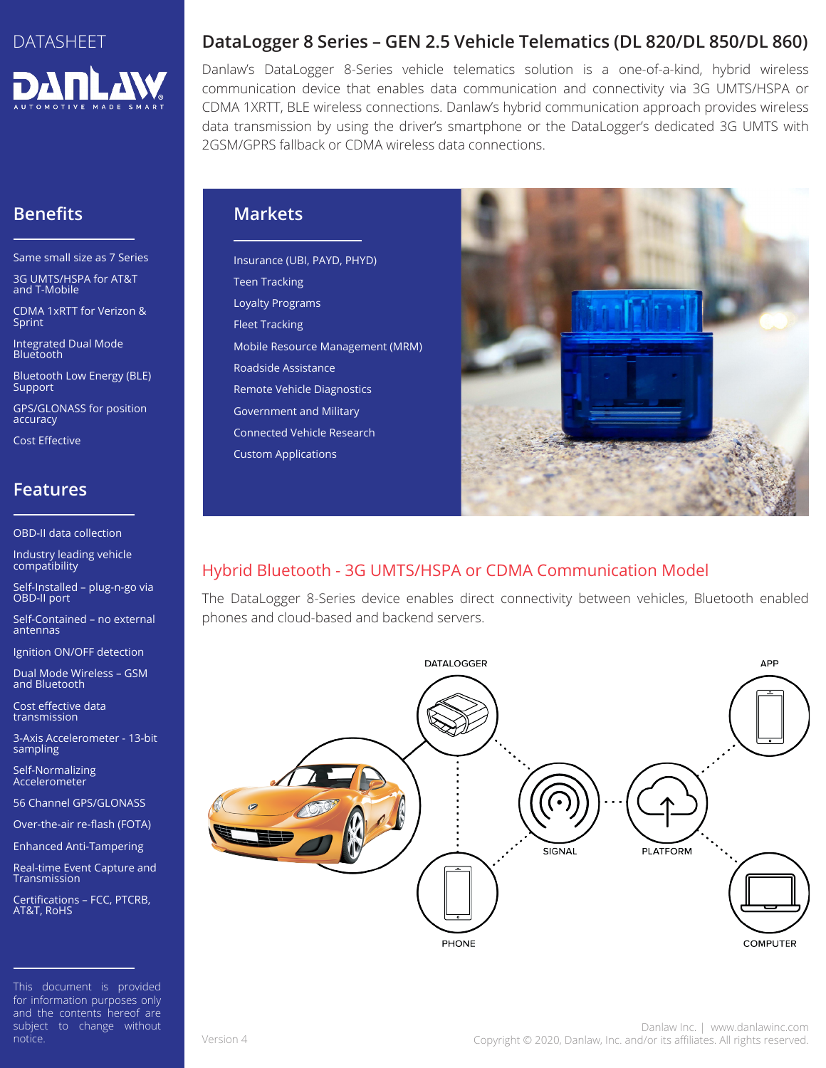DATASHEET

# DataLogger 8 Series – GEN 2.5 Vehicle Telematics (DL 820/DL 850/DL 860)

Danlaw's DataLogger 8-Series vehicle telematics solution is a one-of-a-kind, hybrid wireless communication device that enables data communication and connectivity via 3G UMTS/HSPA or CDMA 1XRTT, BLE wireless connections. Danlaw's hybrid communication approach provides wireless data transmission by using the driver's smartphone or the DataLogger's dedicated 3G UMTS with 2GSM/GPRS fallback or CDMA wireless data connections.

## Benefits

- Same small size as 7 Series
- 3G UMTS/HSPA for AT&T and T-Mobile
- CDMA 1xRTT for Verizon & Sprint
- Integrated Dual Mode Bluetooth
- Bluetooth Low Energy (BLE) Support
- GPS/GLONASS for position accuracy
- Cost Effective

## Features

- OBD-II data collection
- Industry leading vehicle compatibility
- Self-Installed – plug-n-go via OBD-II port
- Self-Contained – no external antennas
- Ignition ON/OFF detection
- Dual Mode Wireless – GSM and Bluetooth
- Cost effective data transmission
- 3-Axis Accelerometer - 13-bit sampling
- Self-Normalizing Accelerometer
- 56 Channel GPS/GLONASS
- Over-the-air re-flash (FOTA)
- Enhanced Anti-Tampering
- Real-time Event Capture and Transmission
- Certifications – FCC, PTCRB, AT&T, RoHS

## Markets

- Insurance (UBI, PAYD, PHYD)
- Teen Tracking
- Loyalty Programs
- Fleet Tracking
- Mobile Resource Management (MRM)
- Roadside Assistance
- Remote Vehicle Diagnostics
- Government and Military
- Connected Vehicle Research
- Custom Applications

## Hybrid Bluetooth - 3G UMTS/HSPA or CDMA Communication Model

The DataLogger 8-Series device enables direct connectivity between vehicles, Bluetooth enabled phones and cloud-based and backend servers.

DATALOGGER · APP · SIGNAL · PLATFORM · PHONE · COMPUTER

This document is provided for information purposes only and the contents hereof are subject to change without notice.

Version 4

Danlaw Inc. | www.danlawinc.com
Copyright © 2020, Danlaw, Inc. and/or its affiliates. All rights reserved.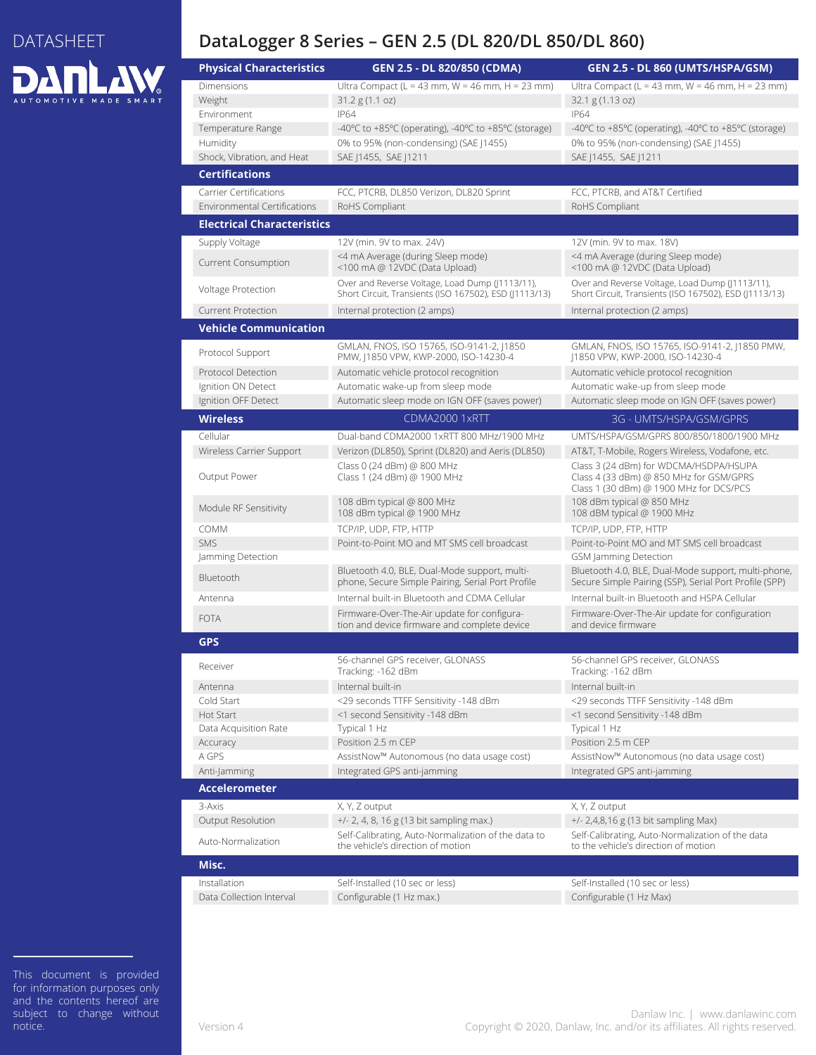DATASHEET

# DataLogger 8 Series – GEN 2.5 (DL 820/DL 850/DL 860)

| Physical Characteristics | GEN 2.5 - DL 820/850 (CDMA) | GEN 2.5 - DL 860 (UMTS/HSPA/GSM) |
|---|---|---|
| Dimensions | Ultra Compact (L = 43 mm, W = 46 mm, H = 23 mm) | Ultra Compact (L = 43 mm, W = 46 mm, H = 23 mm) |
| Weight | 31.2 g (1.1 oz) | 32.1 g (1.13 oz) |
| Environment | IP64 | IP64 |
| Temperature Range | -40°C to +85°C (operating), -40°C to +85°C (storage) | -40°C to +85°C (operating), -40°C to +85°C (storage) |
| Humidity | 0% to 95% (non-condensing) (SAE J1455) | 0% to 95% (non-condensing) (SAE J1455) |
| Shock, Vibration, and Heat | SAE J1455, SAE J1211 | SAE J1455, SAE J1211 |
| **Certifications** | | |
| Carrier Certifications | FCC, PTCRB, DL850 Verizon, DL820 Sprint | FCC, PTCRB, and AT&T Certified |
| Environmental Certifications | RoHS Compliant | RoHS Compliant |
| **Electrical Characteristics** | | |
| Supply Voltage | 12V (min. 9V to max. 24V) | 12V (min. 9V to max. 18V) |
| Current Consumption | <4 mA Average (during Sleep mode)<br><100 mA @ 12VDC (Data Upload) | <4 mA Average (during Sleep mode)<br><100 mA @ 12VDC (Data Upload) |
| Voltage Protection | Over and Reverse Voltage, Load Dump (J1113/11), Short Circuit, Transients (ISO 167502), ESD (J1113/13) | Over and Reverse Voltage, Load Dump (J1113/11), Short Circuit, Transients (ISO 167502), ESD (J1113/13) |
| Current Protection | Internal protection (2 amps) | Internal protection (2 amps) |
| **Vehicle Communication** | | |
| Protocol Support | GMLAN, FNOS, ISO 15765, ISO-9141-2, J1850 PMW, J1850 VPW, KWP-2000, ISO-14230-4 | GMLAN, FNOS, ISO 15765, ISO-9141-2, J1850 PMW, J1850 VPW, KWP-2000, ISO-14230-4 |
| Protocol Detection | Automatic vehicle protocol recognition | Automatic vehicle protocol recognition |
| Ignition ON Detect | Automatic wake-up from sleep mode | Automatic wake-up from sleep mode |
| Ignition OFF Detect | Automatic sleep mode on IGN OFF (saves power) | Automatic sleep mode on IGN OFF (saves power) |
| **Wireless** | CDMA2000 1xRTT | 3G - UMTS/HSPA/GSM/GPRS |
| Cellular | Dual-band CDMA2000 1xRTT 800 MHz/1900 MHz | UMTS/HSPA/GSM/GPRS 800/850/1800/1900 MHz |
| Wireless Carrier Support | Verizon (DL850), Sprint (DL820) and Aeris (DL850) | AT&T, T-Mobile, Rogers Wireless, Vodafone, etc. |
| Output Power | Class 0 (24 dBm) @ 800 MHz<br>Class 1 (24 dBm) @ 1900 MHz | Class 3 (24 dBm) for WDCMA/HSDPA/HSUPA<br>Class 4 (33 dBm) @ 850 MHz for GSM/GPRS<br>Class 1 (30 dBm) @ 1900 MHz for DCS/PCS |
| Module RF Sensitivity | 108 dBm typical @ 800 MHz<br>108 dBm typical @ 1900 MHz | 108 dBm typical @ 850 MHz<br>108 dBM typical @ 1900 MHz |
| COMM | TCP/IP, UDP, FTP, HTTP | TCP/IP, UDP, FTP, HTTP |
| SMS | Point-to-Point MO and MT SMS cell broadcast | Point-to-Point MO and MT SMS cell broadcast |
| Jamming Detection | | GSM Jamming Detection |
| Bluetooth | Bluetooth 4.0, BLE, Dual-Mode support, multi-phone, Secure Simple Pairing, Serial Port Profile | Bluetooth 4.0, BLE, Dual-Mode support, multi-phone, Secure Simple Pairing (SSP), Serial Port Profile (SPP) |
| Antenna | Internal built-in Bluetooth and CDMA Cellular | Internal built-in Bluetooth and HSPA Cellular |
| FOTA | Firmware-Over-The-Air update for configuration and device firmware and complete device | Firmware-Over-The-Air update for configuration and device firmware |
| **GPS** | | |
| Receiver | 56-channel GPS receiver, GLONASS<br>Tracking: -162 dBm | 56-channel GPS receiver, GLONASS<br>Tracking: -162 dBm |
| Antenna | Internal built-in | Internal built-in |
| Cold Start | <29 seconds TTFF Sensitivity -148 dBm | <29 seconds TTFF Sensitivity -148 dBm |
| Hot Start | <1 second Sensitivity -148 dBm | <1 second Sensitivity -148 dBm |
| Data Acquisition Rate | Typical 1 Hz | Typical 1 Hz |
| Accuracy | Position 2.5 m CEP | Position 2.5 m CEP |
| A GPS | AssistNow™ Autonomous (no data usage cost) | AssistNow™ Autonomous (no data usage cost) |
| Anti-Jamming | Integrated GPS anti-jamming | Integrated GPS anti-jamming |
| **Accelerometer** | | |
| 3-Axis | X, Y, Z output | X, Y, Z output |
| Output Resolution | +/- 2, 4, 8, 16 g (13 bit sampling max.) | +/- 2,4,8,16 g (13 bit sampling Max) |
| Auto-Normalization | Self-Calibrating, Auto-Normalization of the data to the vehicle's direction of motion | Self-Calibrating, Auto-Normalization of the data to the vehicle's direction of motion |
| **Misc.** | | |
| Installation | Self-Installed (10 sec or less) | Self-Installed (10 sec or less) |
| Data Collection Interval | Configurable (1 Hz max.) | Configurable (1 Hz Max) |

This document is provided for information purposes only and the contents hereof are subject to change without notice.

Version 4

Danlaw Inc. | www.danlawinc.com
Copyright © 2020, Danlaw, Inc. and/or its affiliates. All rights reserved.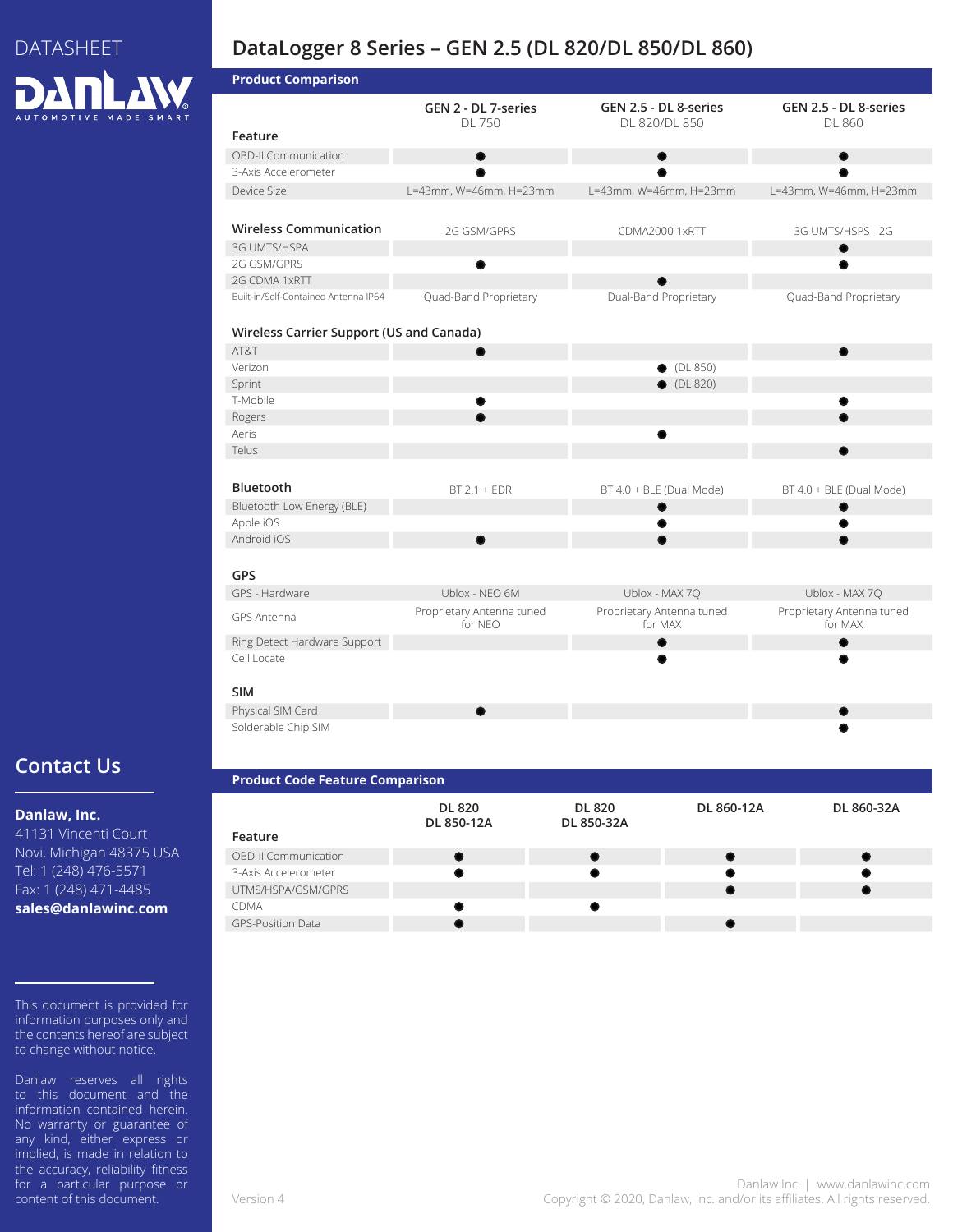DATASHEET

DANLAW
AUTOMOTIVE MADE SMART

# DataLogger 8 Series – GEN 2.5 (DL 820/DL 850/DL 860)

## Product Comparison

| Feature | GEN 2 - DL 7-series DL 750 | GEN 2.5 - DL 8-series DL 820/DL 850 | GEN 2.5 - DL 8-series DL 860 |
|---|---|---|---|
| OBD-II Communication | ● | ● | ● |
| 3-Axis Accelerometer | ● | ● | ● |
| Device Size | L=43mm, W=46mm, H=23mm | L=43mm, W=46mm, H=23mm | L=43mm, W=46mm, H=23mm |
| **Wireless Communication** | 2G GSM/GPRS | CDMA2000 1xRTT | 3G UMTS/HSPS -2G |
| 3G UMTS/HSPA | | | ● |
| 2G GSM/GPRS | ● | | ● |
| 2G CDMA 1xRTT | | ● | |
| Built-in/Self-Contained Antenna IP64 | Quad-Band Proprietary | Dual-Band Proprietary | Quad-Band Proprietary |
| **Wireless Carrier Support (US and Canada)** | | | |
| AT&T | ● | | ● |
| Verizon | | ● (DL 850) | |
| Sprint | | ● (DL 820) | |
| T-Mobile | ● | | ● |
| Rogers | ● | | ● |
| Aeris | | ● | |
| Telus | | | ● |
| **Bluetooth** | BT 2.1 + EDR | BT 4.0 + BLE (Dual Mode) | BT 4.0 + BLE (Dual Mode) |
| Bluetooth Low Energy (BLE) | | ● | ● |
| Apple iOS | | ● | ● |
| Android iOS | ● | ● | ● |
| **GPS** | | | |
| GPS - Hardware | Ublox - NEO 6M | Ublox - MAX 7Q | Ublox - MAX 7Q |
| GPS Antenna | Proprietary Antenna tuned for NEO | Proprietary Antenna tuned for MAX | Proprietary Antenna tuned for MAX |
| Ring Detect Hardware Support | | ● | ● |
| Cell Locate | | ● | ● |
| **SIM** | | | |
| Physical SIM Card | ● | | ● |
| Solderable Chip SIM | | | ● |

## Product Code Feature Comparison

| Feature | DL 820 DL 850-12A | DL 820 DL 850-32A | DL 860-12A | DL 860-32A |
|---|---|---|---|---|
| OBD-II Communication | ● | ● | ● | ● |
| 3-Axis Accelerometer | ● | ● | ● | ● |
| UTMS/HSPA/GSM/GPRS | | | ● | ● |
| CDMA | ● | ● | | |
| GPS-Position Data | ● | | ● | |

## Contact Us

**Danlaw, Inc.**
41131 Vincenti Court
Novi, Michigan 48375 USA
Tel: 1 (248) 476-5571
Fax: 1 (248) 471-4485
**sales@danlawinc.com**

This document is provided for information purposes only and the contents hereof are subject to change without notice.

Danlaw reserves all rights to this document and the information contained herein. No warranty or guarantee of any kind, either express or implied, is made in relation to the accuracy, reliability fitness for a particular purpose or content of this document.

Version 4

Danlaw Inc. | www.danlawinc.com
Copyright © 2020, Danlaw, Inc. and/or its affiliates. All rights reserved.